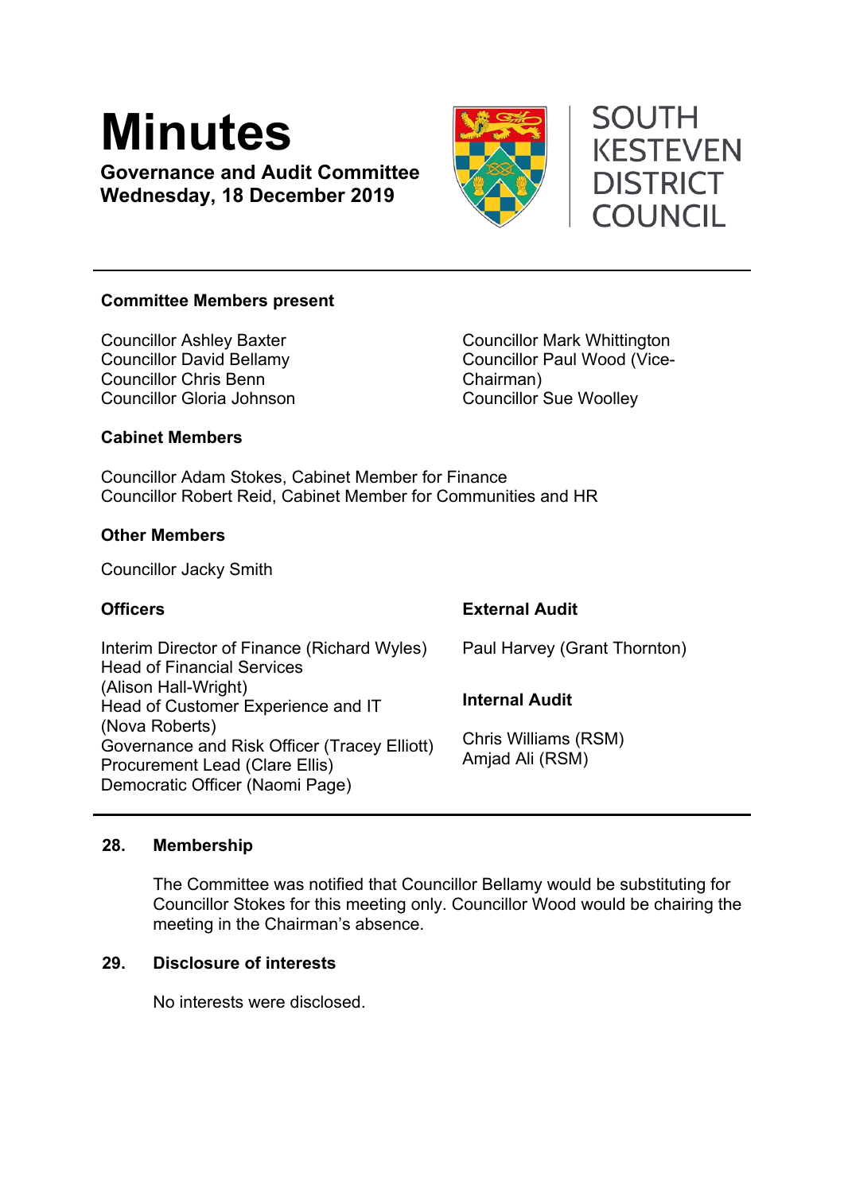# Minutes

**Governance and Audit Committee**
**Wednesday, 18 December 2019**

SOUTH KESTEVEN DISTRICT COUNCIL

---

**Committee Members present**

Councillor Ashley Baxter
Councillor David Bellamy
Councillor Chris Benn
Councillor Gloria Johnson
Councillor Mark Whittington
Councillor Paul Wood (Vice-Chairman)
Councillor Sue Woolley

**Cabinet Members**

Councillor Adam Stokes, Cabinet Member for Finance
Councillor Robert Reid, Cabinet Member for Communities and HR

**Other Members**

Councillor Jacky Smith

**Officers**

Interim Director of Finance (Richard Wyles)
Head of Financial Services (Alison Hall-Wright)
Head of Customer Experience and IT (Nova Roberts)
Governance and Risk Officer (Tracey Elliott)
Procurement Lead (Clare Ellis)
Democratic Officer (Naomi Page)

**External Audit**

Paul Harvey (Grant Thornton)

**Internal Audit**

Chris Williams (RSM)
Amjad Ali (RSM)

---

## 28. Membership

The Committee was notified that Councillor Bellamy would be substituting for Councillor Stokes for this meeting only. Councillor Wood would be chairing the meeting in the Chairman's absence.

## 29. Disclosure of interests

No interests were disclosed.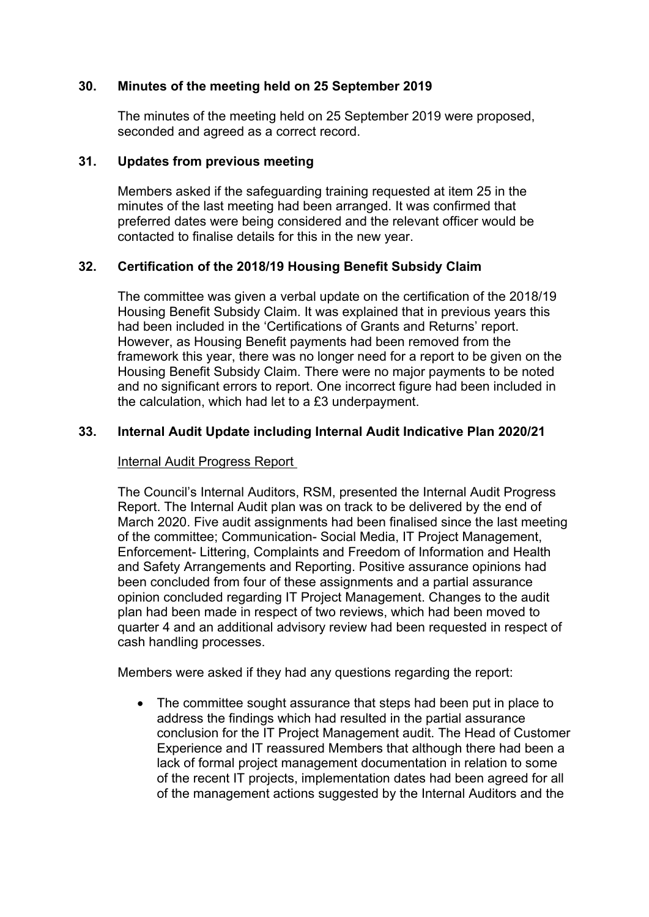## 30. Minutes of the meeting held on 25 September 2019

The minutes of the meeting held on 25 September 2019 were proposed, seconded and agreed as a correct record.

## 31. Updates from previous meeting

Members asked if the safeguarding training requested at item 25 in the minutes of the last meeting had been arranged. It was confirmed that preferred dates were being considered and the relevant officer would be contacted to finalise details for this in the new year.

## 32. Certification of the 2018/19 Housing Benefit Subsidy Claim

The committee was given a verbal update on the certification of the 2018/19 Housing Benefit Subsidy Claim. It was explained that in previous years this had been included in the 'Certifications of Grants and Returns' report. However, as Housing Benefit payments had been removed from the framework this year, there was no longer need for a report to be given on the Housing Benefit Subsidy Claim. There were no major payments to be noted and no significant errors to report. One incorrect figure had been included in the calculation, which had let to a £3 underpayment.

## 33. Internal Audit Update including Internal Audit Indicative Plan 2020/21

Internal Audit Progress Report

The Council's Internal Auditors, RSM, presented the Internal Audit Progress Report. The Internal Audit plan was on track to be delivered by the end of March 2020. Five audit assignments had been finalised since the last meeting of the committee; Communication- Social Media, IT Project Management, Enforcement- Littering, Complaints and Freedom of Information and Health and Safety Arrangements and Reporting. Positive assurance opinions had been concluded from four of these assignments and a partial assurance opinion concluded regarding IT Project Management. Changes to the audit plan had been made in respect of two reviews, which had been moved to quarter 4 and an additional advisory review had been requested in respect of cash handling processes.

Members were asked if they had any questions regarding the report:

- The committee sought assurance that steps had been put in place to address the findings which had resulted in the partial assurance conclusion for the IT Project Management audit. The Head of Customer Experience and IT reassured Members that although there had been a lack of formal project management documentation in relation to some of the recent IT projects, implementation dates had been agreed for all of the management actions suggested by the Internal Auditors and the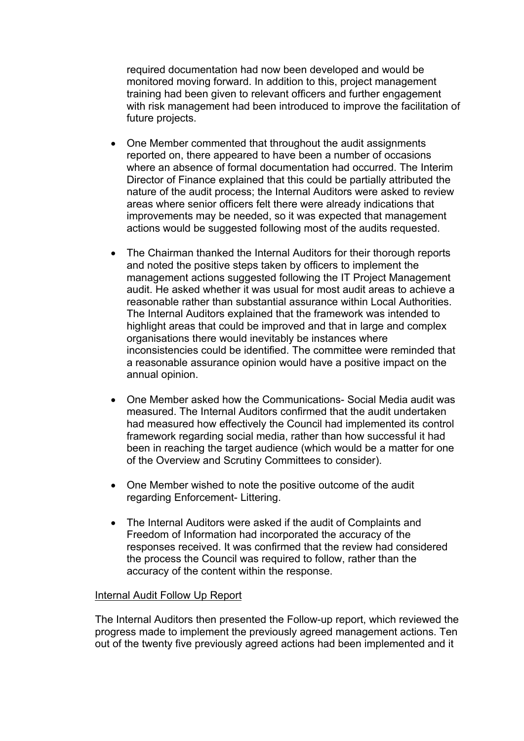required documentation had now been developed and would be monitored moving forward. In addition to this, project management training had been given to relevant officers and further engagement with risk management had been introduced to improve the facilitation of future projects.

- One Member commented that throughout the audit assignments reported on, there appeared to have been a number of occasions where an absence of formal documentation had occurred. The Interim Director of Finance explained that this could be partially attributed the nature of the audit process; the Internal Auditors were asked to review areas where senior officers felt there were already indications that improvements may be needed, so it was expected that management actions would be suggested following most of the audits requested.

- The Chairman thanked the Internal Auditors for their thorough reports and noted the positive steps taken by officers to implement the management actions suggested following the IT Project Management audit. He asked whether it was usual for most audit areas to achieve a reasonable rather than substantial assurance within Local Authorities. The Internal Auditors explained that the framework was intended to highlight areas that could be improved and that in large and complex organisations there would inevitably be instances where inconsistencies could be identified. The committee were reminded that a reasonable assurance opinion would have a positive impact on the annual opinion.

- One Member asked how the Communications- Social Media audit was measured. The Internal Auditors confirmed that the audit undertaken had measured how effectively the Council had implemented its control framework regarding social media, rather than how successful it had been in reaching the target audience (which would be a matter for one of the Overview and Scrutiny Committees to consider).

- One Member wished to note the positive outcome of the audit regarding Enforcement- Littering.

- The Internal Auditors were asked if the audit of Complaints and Freedom of Information had incorporated the accuracy of the responses received. It was confirmed that the review had considered the process the Council was required to follow, rather than the accuracy of the content within the response.

<u>Internal Audit Follow Up Report</u>

The Internal Auditors then presented the Follow-up report, which reviewed the progress made to implement the previously agreed management actions. Ten out of the twenty five previously agreed actions had been implemented and it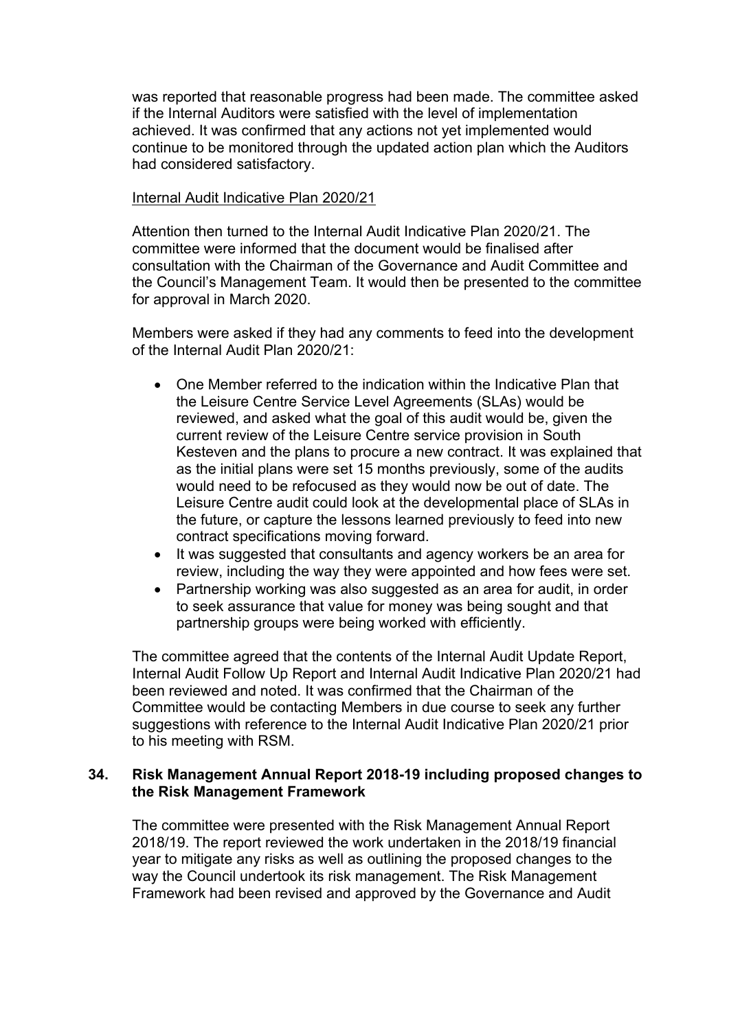was reported that reasonable progress had been made. The committee asked if the Internal Auditors were satisfied with the level of implementation achieved. It was confirmed that any actions not yet implemented would continue to be monitored through the updated action plan which the Auditors had considered satisfactory.

<u>Internal Audit Indicative Plan 2020/21</u>

Attention then turned to the Internal Audit Indicative Plan 2020/21. The committee were informed that the document would be finalised after consultation with the Chairman of the Governance and Audit Committee and the Council's Management Team. It would then be presented to the committee for approval in March 2020.

Members were asked if they had any comments to feed into the development of the Internal Audit Plan 2020/21:

- One Member referred to the indication within the Indicative Plan that the Leisure Centre Service Level Agreements (SLAs) would be reviewed, and asked what the goal of this audit would be, given the current review of the Leisure Centre service provision in South Kesteven and the plans to procure a new contract. It was explained that as the initial plans were set 15 months previously, some of the audits would need to be refocused as they would now be out of date. The Leisure Centre audit could look at the developmental place of SLAs in the future, or capture the lessons learned previously to feed into new contract specifications moving forward.
- It was suggested that consultants and agency workers be an area for review, including the way they were appointed and how fees were set.
- Partnership working was also suggested as an area for audit, in order to seek assurance that value for money was being sought and that partnership groups were being worked with efficiently.

The committee agreed that the contents of the Internal Audit Update Report, Internal Audit Follow Up Report and Internal Audit Indicative Plan 2020/21 had been reviewed and noted. It was confirmed that the Chairman of the Committee would be contacting Members in due course to seek any further suggestions with reference to the Internal Audit Indicative Plan 2020/21 prior to his meeting with RSM.

### 34. Risk Management Annual Report 2018-19 including proposed changes to the Risk Management Framework

The committee were presented with the Risk Management Annual Report 2018/19. The report reviewed the work undertaken in the 2018/19 financial year to mitigate any risks as well as outlining the proposed changes to the way the Council undertook its risk management. The Risk Management Framework had been revised and approved by the Governance and Audit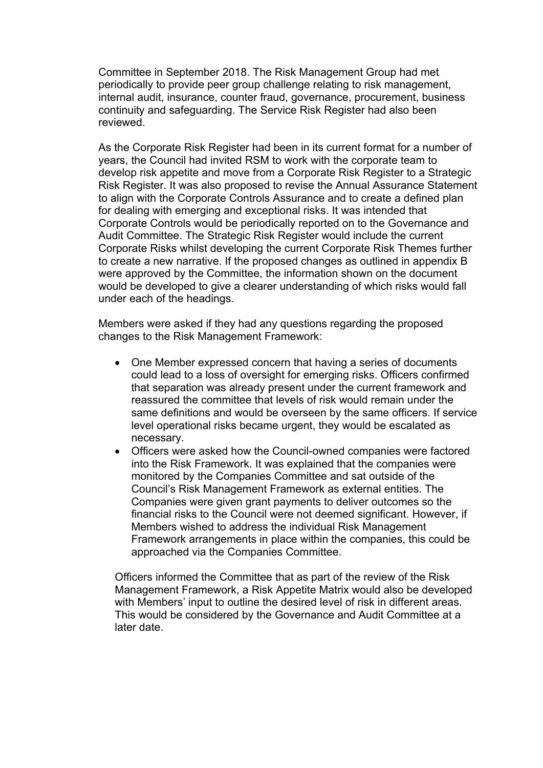Committee in September 2018. The Risk Management Group had met periodically to provide peer group challenge relating to risk management, internal audit, insurance, counter fraud, governance, procurement, business continuity and safeguarding. The Service Risk Register had also been reviewed.

As the Corporate Risk Register had been in its current format for a number of years, the Council had invited RSM to work with the corporate team to develop risk appetite and move from a Corporate Risk Register to a Strategic Risk Register. It was also proposed to revise the Annual Assurance Statement to align with the Corporate Controls Assurance and to create a defined plan for dealing with emerging and exceptional risks. It was intended that Corporate Controls would be periodically reported on to the Governance and Audit Committee. The Strategic Risk Register would include the current Corporate Risks whilst developing the current Corporate Risk Themes further to create a new narrative. If the proposed changes as outlined in appendix B were approved by the Committee, the information shown on the document would be developed to give a clearer understanding of which risks would fall under each of the headings.

Members were asked if they had any questions regarding the proposed changes to the Risk Management Framework:

- One Member expressed concern that having a series of documents could lead to a loss of oversight for emerging risks. Officers confirmed that separation was already present under the current framework and reassured the committee that levels of risk would remain under the same definitions and would be overseen by the same officers. If service level operational risks became urgent, they would be escalated as necessary.
- Officers were asked how the Council-owned companies were factored into the Risk Framework. It was explained that the companies were monitored by the Companies Committee and sat outside of the Council's Risk Management Framework as external entities. The Companies were given grant payments to deliver outcomes so the financial risks to the Council were not deemed significant. However, if Members wished to address the individual Risk Management Framework arrangements in place within the companies, this could be approached via the Companies Committee.

Officers informed the Committee that as part of the review of the Risk Management Framework, a Risk Appetite Matrix would also be developed with Members' input to outline the desired level of risk in different areas. This would be considered by the Governance and Audit Committee at a later date.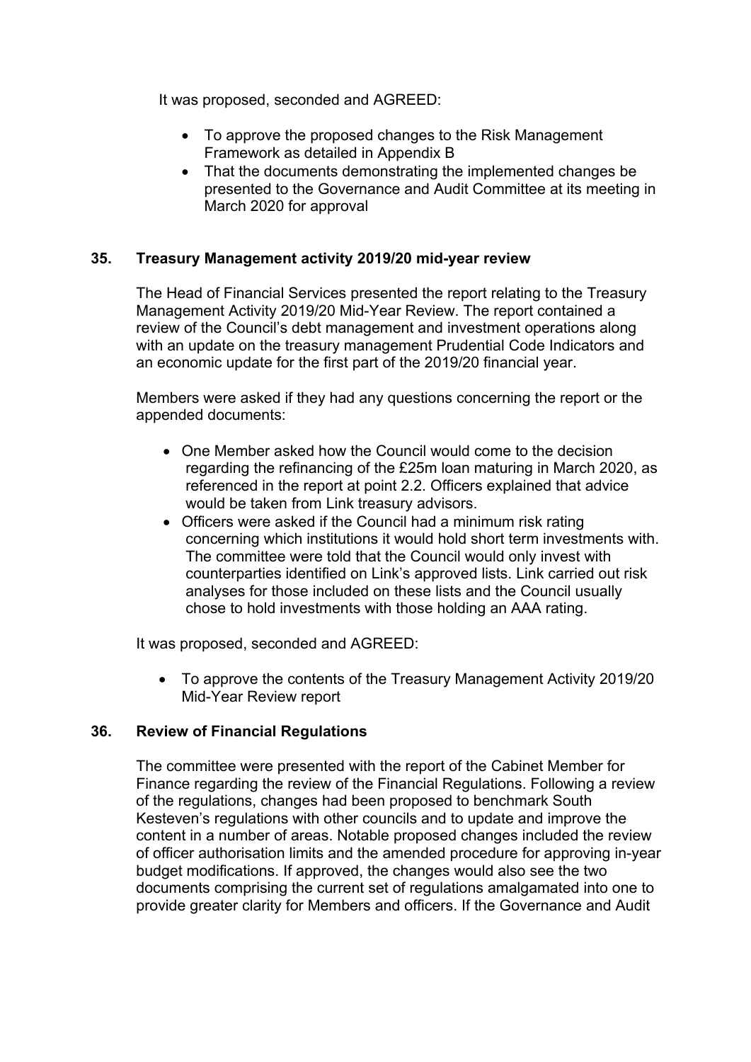It was proposed, seconded and AGREED:

- To approve the proposed changes to the Risk Management Framework as detailed in Appendix B
- That the documents demonstrating the implemented changes be presented to the Governance and Audit Committee at its meeting in March 2020 for approval

### 35. Treasury Management activity 2019/20 mid-year review

The Head of Financial Services presented the report relating to the Treasury Management Activity 2019/20 Mid-Year Review. The report contained a review of the Council's debt management and investment operations along with an update on the treasury management Prudential Code Indicators and an economic update for the first part of the 2019/20 financial year.

Members were asked if they had any questions concerning the report or the appended documents:

- One Member asked how the Council would come to the decision regarding the refinancing of the £25m loan maturing in March 2020, as referenced in the report at point 2.2. Officers explained that advice would be taken from Link treasury advisors.
- Officers were asked if the Council had a minimum risk rating concerning which institutions it would hold short term investments with. The committee were told that the Council would only invest with counterparties identified on Link's approved lists. Link carried out risk analyses for those included on these lists and the Council usually chose to hold investments with those holding an AAA rating.

It was proposed, seconded and AGREED:

- To approve the contents of the Treasury Management Activity 2019/20 Mid-Year Review report

### 36. Review of Financial Regulations

The committee were presented with the report of the Cabinet Member for Finance regarding the review of the Financial Regulations. Following a review of the regulations, changes had been proposed to benchmark South Kesteven's regulations with other councils and to update and improve the content in a number of areas. Notable proposed changes included the review of officer authorisation limits and the amended procedure for approving in-year budget modifications. If approved, the changes would also see the two documents comprising the current set of regulations amalgamated into one to provide greater clarity for Members and officers. If the Governance and Audit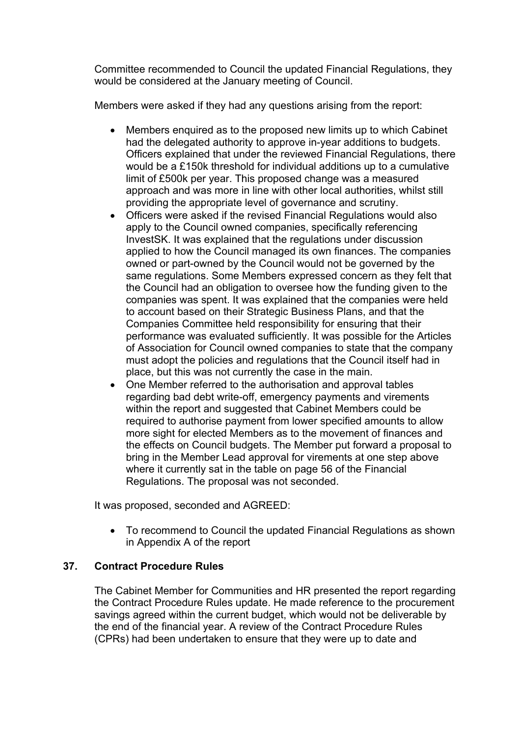Committee recommended to Council the updated Financial Regulations, they would be considered at the January meeting of Council.

Members were asked if they had any questions arising from the report:

- Members enquired as to the proposed new limits up to which Cabinet had the delegated authority to approve in-year additions to budgets. Officers explained that under the reviewed Financial Regulations, there would be a £150k threshold for individual additions up to a cumulative limit of £500k per year. This proposed change was a measured approach and was more in line with other local authorities, whilst still providing the appropriate level of governance and scrutiny.
- Officers were asked if the revised Financial Regulations would also apply to the Council owned companies, specifically referencing InvestSK. It was explained that the regulations under discussion applied to how the Council managed its own finances. The companies owned or part-owned by the Council would not be governed by the same regulations. Some Members expressed concern as they felt that the Council had an obligation to oversee how the funding given to the companies was spent. It was explained that the companies were held to account based on their Strategic Business Plans, and that the Companies Committee held responsibility for ensuring that their performance was evaluated sufficiently. It was possible for the Articles of Association for Council owned companies to state that the company must adopt the policies and regulations that the Council itself had in place, but this was not currently the case in the main.
- One Member referred to the authorisation and approval tables regarding bad debt write-off, emergency payments and virements within the report and suggested that Cabinet Members could be required to authorise payment from lower specified amounts to allow more sight for elected Members as to the movement of finances and the effects on Council budgets. The Member put forward a proposal to bring in the Member Lead approval for virements at one step above where it currently sat in the table on page 56 of the Financial Regulations. The proposal was not seconded.

It was proposed, seconded and AGREED:

- To recommend to Council the updated Financial Regulations as shown in Appendix A of the report

### 37. Contract Procedure Rules

The Cabinet Member for Communities and HR presented the report regarding the Contract Procedure Rules update. He made reference to the procurement savings agreed within the current budget, which would not be deliverable by the end of the financial year. A review of the Contract Procedure Rules (CPRs) had been undertaken to ensure that they were up to date and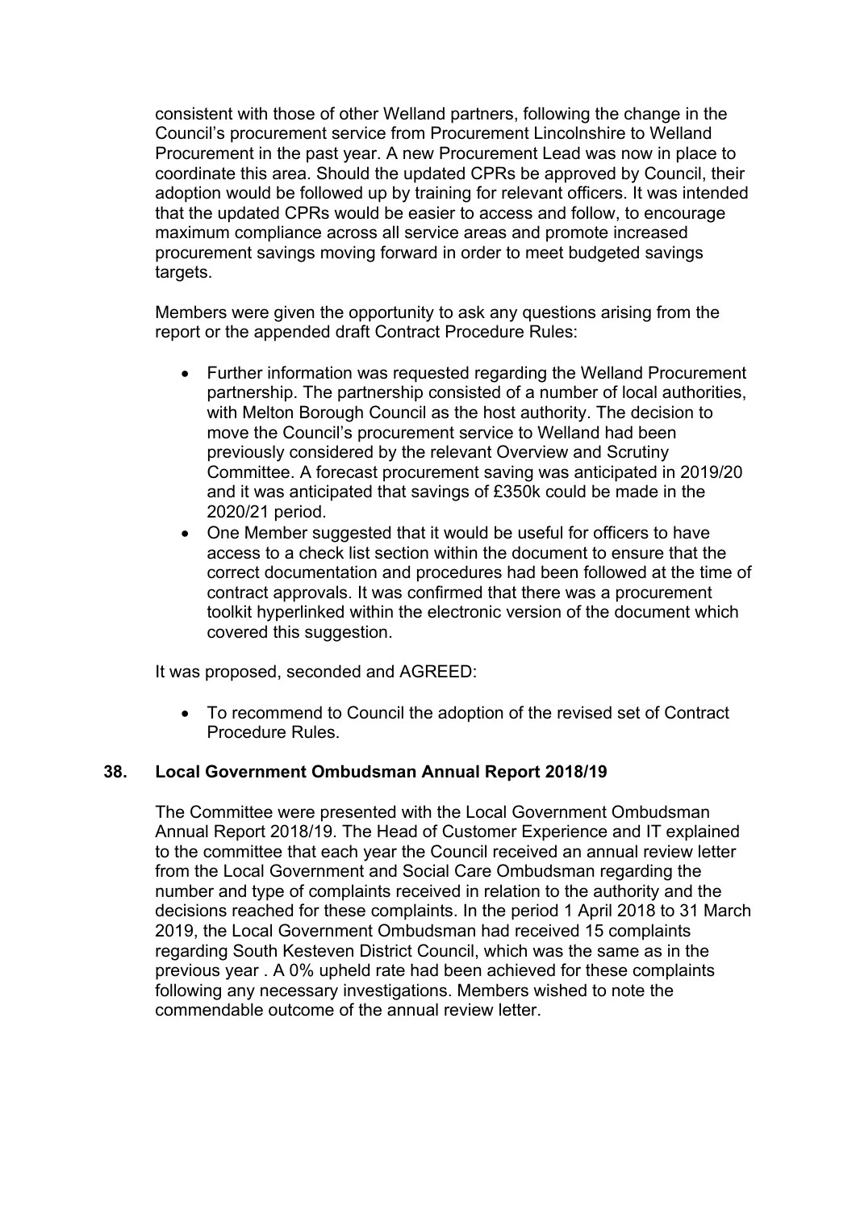consistent with those of other Welland partners, following the change in the Council's procurement service from Procurement Lincolnshire to Welland Procurement in the past year. A new Procurement Lead was now in place to coordinate this area. Should the updated CPRs be approved by Council, their adoption would be followed up by training for relevant officers. It was intended that the updated CPRs would be easier to access and follow, to encourage maximum compliance across all service areas and promote increased procurement savings moving forward in order to meet budgeted savings targets.

Members were given the opportunity to ask any questions arising from the report or the appended draft Contract Procedure Rules:

- Further information was requested regarding the Welland Procurement partnership. The partnership consisted of a number of local authorities, with Melton Borough Council as the host authority. The decision to move the Council's procurement service to Welland had been previously considered by the relevant Overview and Scrutiny Committee. A forecast procurement saving was anticipated in 2019/20 and it was anticipated that savings of £350k could be made in the 2020/21 period.
- One Member suggested that it would be useful for officers to have access to a check list section within the document to ensure that the correct documentation and procedures had been followed at the time of contract approvals. It was confirmed that there was a procurement toolkit hyperlinked within the electronic version of the document which covered this suggestion.

It was proposed, seconded and AGREED:

- To recommend to Council the adoption of the revised set of Contract Procedure Rules.

## 38. Local Government Ombudsman Annual Report 2018/19

The Committee were presented with the Local Government Ombudsman Annual Report 2018/19. The Head of Customer Experience and IT explained to the committee that each year the Council received an annual review letter from the Local Government and Social Care Ombudsman regarding the number and type of complaints received in relation to the authority and the decisions reached for these complaints. In the period 1 April 2018 to 31 March 2019, the Local Government Ombudsman had received 15 complaints regarding South Kesteven District Council, which was the same as in the previous year . A 0% upheld rate had been achieved for these complaints following any necessary investigations. Members wished to note the commendable outcome of the annual review letter.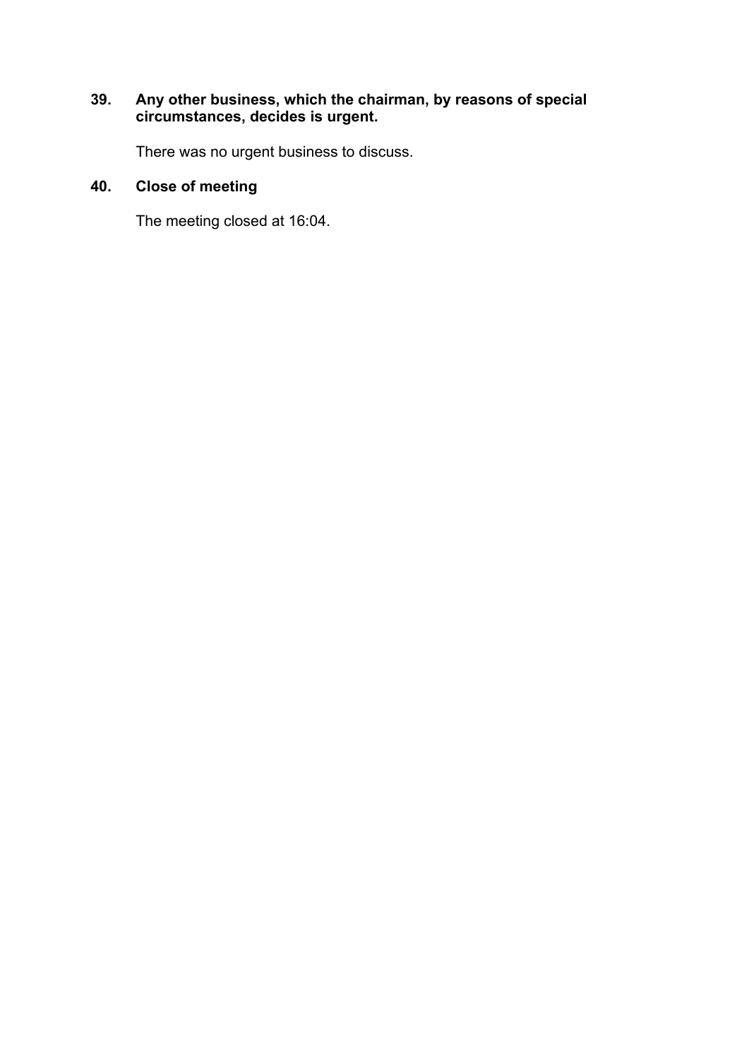**39. Any other business, which the chairman, by reasons of special circumstances, decides is urgent.**

There was no urgent business to discuss.

**40. Close of meeting**

The meeting closed at 16:04.